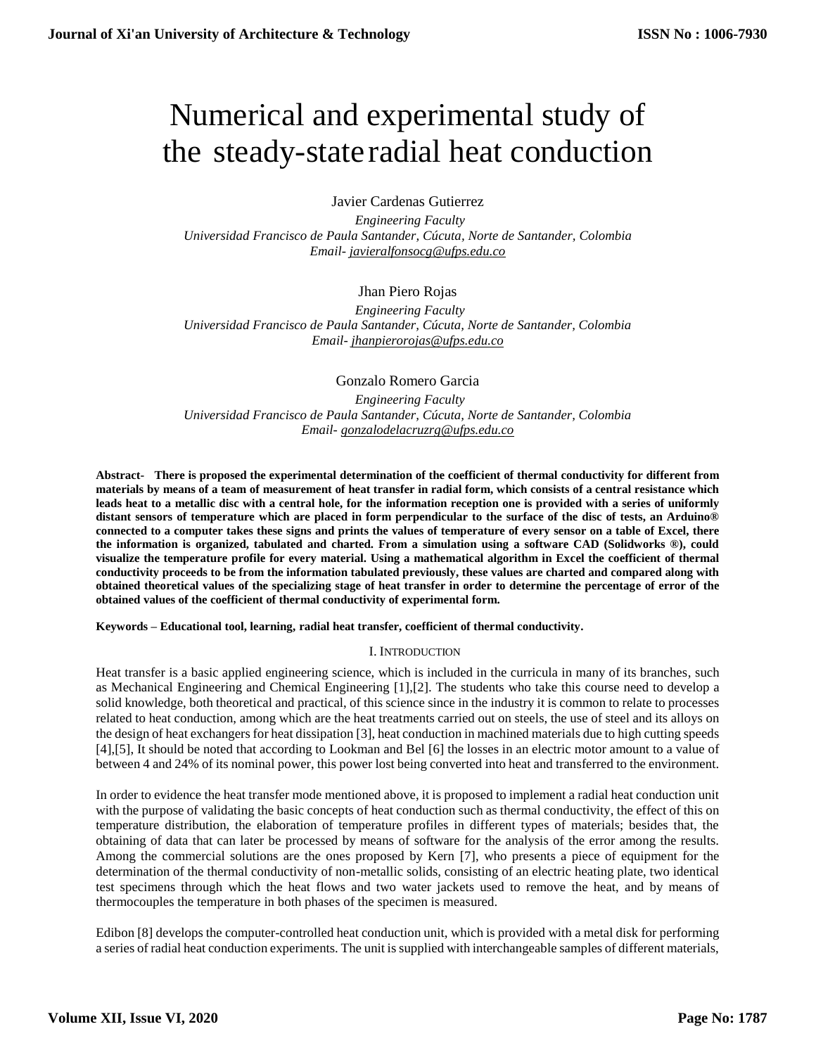# Numerical and experimental study of the steady-state radial heat conduction

Javier Cardenas Gutierrez

*Engineering Faculty*
*Universidad Francisco de Paula Santander, Cúcuta, Norte de Santander, Colombia*
*Email- javieralfonsocg@ufps.edu.co*

Jhan Piero Rojas

*Engineering Faculty*
*Universidad Francisco de Paula Santander, Cúcuta, Norte de Santander, Colombia*
*Email- jhanpierorojas@ufps.edu.co*

Gonzalo Romero Garcia

*Engineering Faculty*
*Universidad Francisco de Paula Santander, Cúcuta, Norte de Santander, Colombia*
*Email- gonzalodelacruzrg@ufps.edu.co*

**Abstract- There is proposed the experimental determination of the coefficient of thermal conductivity for different from materials by means of a team of measurement of heat transfer in radial form, which consists of a central resistance which leads heat to a metallic disc with a central hole, for the information reception one is provided with a series of uniformly distant sensors of temperature which are placed in form perpendicular to the surface of the disc of tests, an Arduino® connected to a computer takes these signs and prints the values of temperature of every sensor on a table of Excel, there the information is organized, tabulated and charted. From a simulation using a software CAD (Solidworks ®), could visualize the temperature profile for every material. Using a mathematical algorithm in Excel the coefficient of thermal conductivity proceeds to be from the information tabulated previously, these values are charted and compared along with obtained theoretical values of the specializing stage of heat transfer in order to determine the percentage of error of the obtained values of the coefficient of thermal conductivity of experimental form.**

**Keywords – Educational tool, learning, radial heat transfer, coefficient of thermal conductivity.**

## I. Introduction

Heat transfer is a basic applied engineering science, which is included in the curricula in many of its branches, such as Mechanical Engineering and Chemical Engineering [1],[2]. The students who take this course need to develop a solid knowledge, both theoretical and practical, of this science since in the industry it is common to relate to processes related to heat conduction, among which are the heat treatments carried out on steels, the use of steel and its alloys on the design of heat exchangers for heat dissipation [3], heat conduction in machined materials due to high cutting speeds [4],[5], It should be noted that according to Lookman and Bel [6] the losses in an electric motor amount to a value of between 4 and 24% of its nominal power, this power lost being converted into heat and transferred to the environment.

In order to evidence the heat transfer mode mentioned above, it is proposed to implement a radial heat conduction unit with the purpose of validating the basic concepts of heat conduction such as thermal conductivity, the effect of this on temperature distribution, the elaboration of temperature profiles in different types of materials; besides that, the obtaining of data that can later be processed by means of software for the analysis of the error among the results. Among the commercial solutions are the ones proposed by Kern [7], who presents a piece of equipment for the determination of the thermal conductivity of non-metallic solids, consisting of an electric heating plate, two identical test specimens through which the heat flows and two water jackets used to remove the heat, and by means of thermocouples the temperature in both phases of the specimen is measured.

Edibon [8] develops the computer-controlled heat conduction unit, which is provided with a metal disk for performing a series of radial heat conduction experiments. The unit is supplied with interchangeable samples of different materials,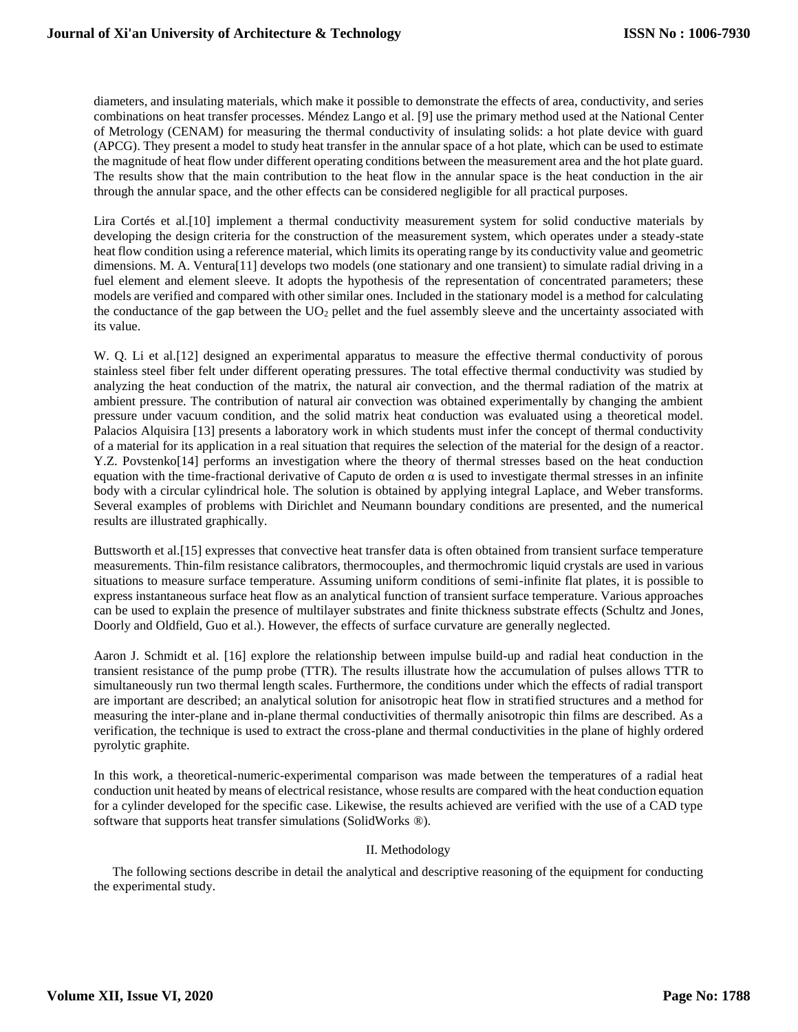diameters, and insulating materials, which make it possible to demonstrate the effects of area, conductivity, and series combinations on heat transfer processes. Méndez Lango et al. [9] use the primary method used at the National Center of Metrology (CENAM) for measuring the thermal conductivity of insulating solids: a hot plate device with guard (APCG). They present a model to study heat transfer in the annular space of a hot plate, which can be used to estimate the magnitude of heat flow under different operating conditions between the measurement area and the hot plate guard. The results show that the main contribution to the heat flow in the annular space is the heat conduction in the air through the annular space, and the other effects can be considered negligible for all practical purposes.

Lira Cortés et al.[10] implement a thermal conductivity measurement system for solid conductive materials by developing the design criteria for the construction of the measurement system, which operates under a steady-state heat flow condition using a reference material, which limits its operating range by its conductivity value and geometric dimensions. M. A. Ventura[11] develops two models (one stationary and one transient) to simulate radial driving in a fuel element and element sleeve. It adopts the hypothesis of the representation of concentrated parameters; these models are verified and compared with other similar ones. Included in the stationary model is a method for calculating the conductance of the gap between the $UO_2$ pellet and the fuel assembly sleeve and the uncertainty associated with its value.

W. Q. Li et al.[12] designed an experimental apparatus to measure the effective thermal conductivity of porous stainless steel fiber felt under different operating pressures. The total effective thermal conductivity was studied by analyzing the heat conduction of the matrix, the natural air convection, and the thermal radiation of the matrix at ambient pressure. The contribution of natural air convection was obtained experimentally by changing the ambient pressure under vacuum condition, and the solid matrix heat conduction was evaluated using a theoretical model. Palacios Alquisira [13] presents a laboratory work in which students must infer the concept of thermal conductivity of a material for its application in a real situation that requires the selection of the material for the design of a reactor. Y.Z. Povstenko[14] performs an investigation where the theory of thermal stresses based on the heat conduction equation with the time-fractional derivative of Caputo de orden $\alpha$ is used to investigate thermal stresses in an infinite body with a circular cylindrical hole. The solution is obtained by applying integral Laplace, and Weber transforms. Several examples of problems with Dirichlet and Neumann boundary conditions are presented, and the numerical results are illustrated graphically.

Buttsworth et al.[15] expresses that convective heat transfer data is often obtained from transient surface temperature measurements. Thin-film resistance calibrators, thermocouples, and thermochromic liquid crystals are used in various situations to measure surface temperature. Assuming uniform conditions of semi-infinite flat plates, it is possible to express instantaneous surface heat flow as an analytical function of transient surface temperature. Various approaches can be used to explain the presence of multilayer substrates and finite thickness substrate effects (Schultz and Jones, Doorly and Oldfield, Guo et al.). However, the effects of surface curvature are generally neglected.

Aaron J. Schmidt et al. [16] explore the relationship between impulse build-up and radial heat conduction in the transient resistance of the pump probe (TTR). The results illustrate how the accumulation of pulses allows TTR to simultaneously run two thermal length scales. Furthermore, the conditions under which the effects of radial transport are important are described; an analytical solution for anisotropic heat flow in stratified structures and a method for measuring the inter-plane and in-plane thermal conductivities of thermally anisotropic thin films are described. As a verification, the technique is used to extract the cross-plane and thermal conductivities in the plane of highly ordered pyrolytic graphite.

In this work, a theoretical-numeric-experimental comparison was made between the temperatures of a radial heat conduction unit heated by means of electrical resistance, whose results are compared with the heat conduction equation for a cylinder developed for the specific case. Likewise, the results achieved are verified with the use of a CAD type software that supports heat transfer simulations (SolidWorks ®).

## II. Methodology

The following sections describe in detail the analytical and descriptive reasoning of the equipment for conducting the experimental study.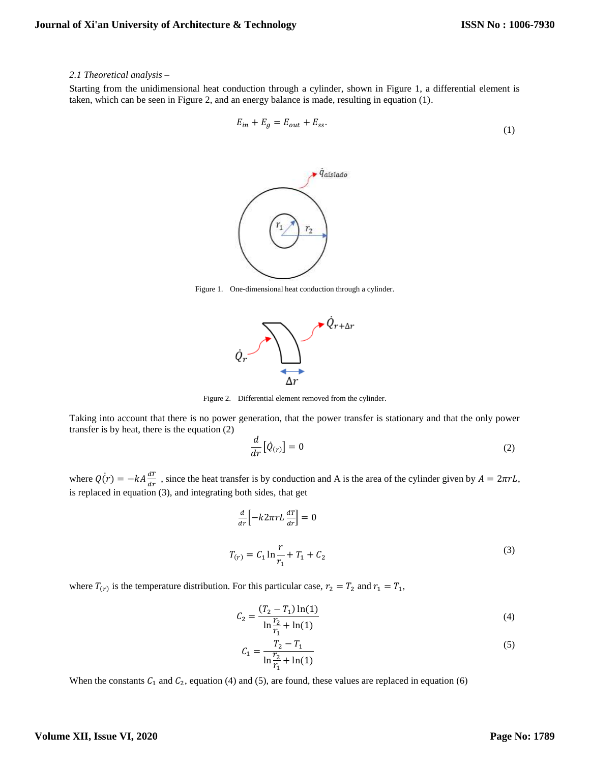*2.1 Theoretical analysis –*

Starting from the unidimensional heat conduction through a cylinder, shown in Figure 1, a differential element is taken, which can be seen in Figure 2, and an energy balance is made, resulting in equation (1).

$$E_{in} + E_g = E_{out} + E_{ss}. \tag{1}$$

Figure 1. One-dimensional heat conduction through a cylinder.

Figure 2. Differential element removed from the cylinder.

Taking into account that there is no power generation, that the power transfer is stationary and that the only power transfer is by heat, there is the equation (2)

$$\frac{d}{dr}\left[\dot{Q}_{(r)}\right] = 0 \tag{2}$$

where $Q\dot{(r)} = -kA\frac{dT}{dr}$ , since the heat transfer is by conduction and A is the area of the cylinder given by $A = 2\pi rL$, is replaced in equation (3), and integrating both sides, that get

$$\frac{d}{dr}\left[-k2\pi rL\frac{dT}{dr}\right] = 0$$

$$T_{(r)} = C_1 \ln\frac{r}{r_1} + T_1 + C_2 \tag{3}$$

where $T_{(r)}$ is the temperature distribution. For this particular case, $r_2 = T_2$ and $r_1 = T_1$,

$$C_2 = \frac{(T_2 - T_1)\ln(1)}{\ln\frac{r_2}{r_1} + \ln(1)} \tag{4}$$

$$C_1 = \frac{T_2 - T_1}{\ln\frac{r_2}{r_1} + \ln(1)} \tag{5}$$

When the constants $C_1$ and $C_2$, equation (4) and (5), are found, these values are replaced in equation (6)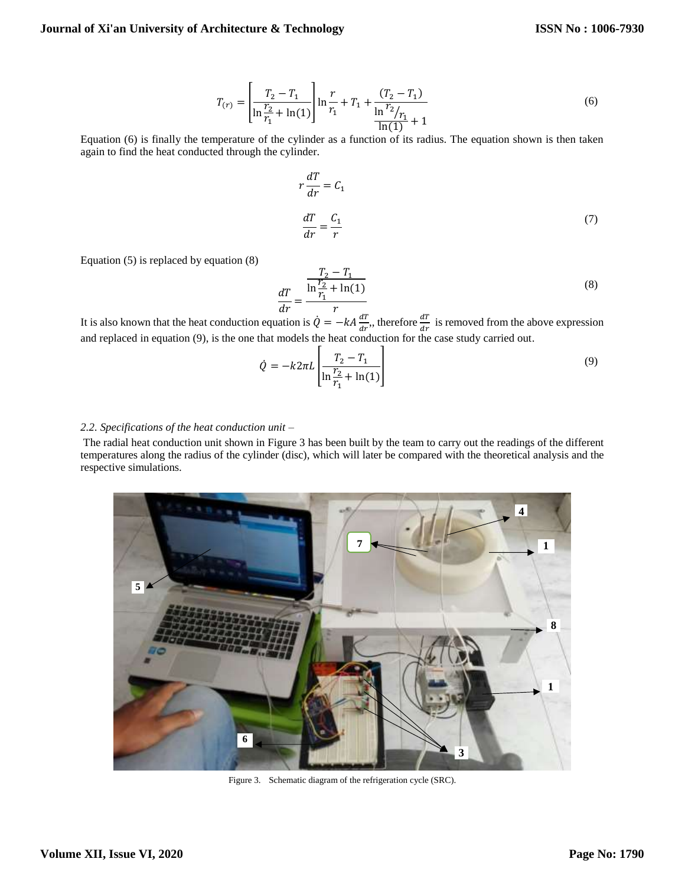$$T_{(r)} = \left[ \frac{T_2 - T_1}{\ln \frac{r_2}{r_1} + \ln(1)} \right] \ln \frac{r}{r_1} + T_1 + \frac{(T_2 - T_1)}{\frac{\ln {r_2}/{r_1}}{\ln(1)} + 1} \tag{6}$$

Equation (6) is finally the temperature of the cylinder as a function of its radius. The equation shown is then taken again to find the heat conducted through the cylinder.

$$r \frac{dT}{dr} = C_1$$

$$\frac{dT}{dr} = \frac{C_1}{r} \tag{7}$$

Equation (5) is replaced by equation (8)

$$\frac{dT}{dr} = \frac{\frac{T_2 - T_1}{\ln \frac{r_2}{r_1} + \ln(1)}}{r} \tag{8}$$

It is also known that the heat conduction equation is $\dot{Q} = -kA \frac{dT}{dr}$,, therefore $\frac{dT}{dr}$ is removed from the above expression and replaced in equation (9), is the one that models the heat conduction for the case study carried out.

$$\dot{Q} = -k2\pi L \left[ \frac{T_2 - T_1}{\ln \frac{r_2}{r_1} + \ln(1)} \right] \tag{9}$$

*2.2. Specifications of the heat conduction unit –*

The radial heat conduction unit shown in Figure 3 has been built by the team to carry out the readings of the different temperatures along the radius of the cylinder (disc), which will later be compared with the theoretical analysis and the respective simulations.

4

7

1

5

8

1

6

3

Figure 3. Schematic diagram of the refrigeration cycle (SRC).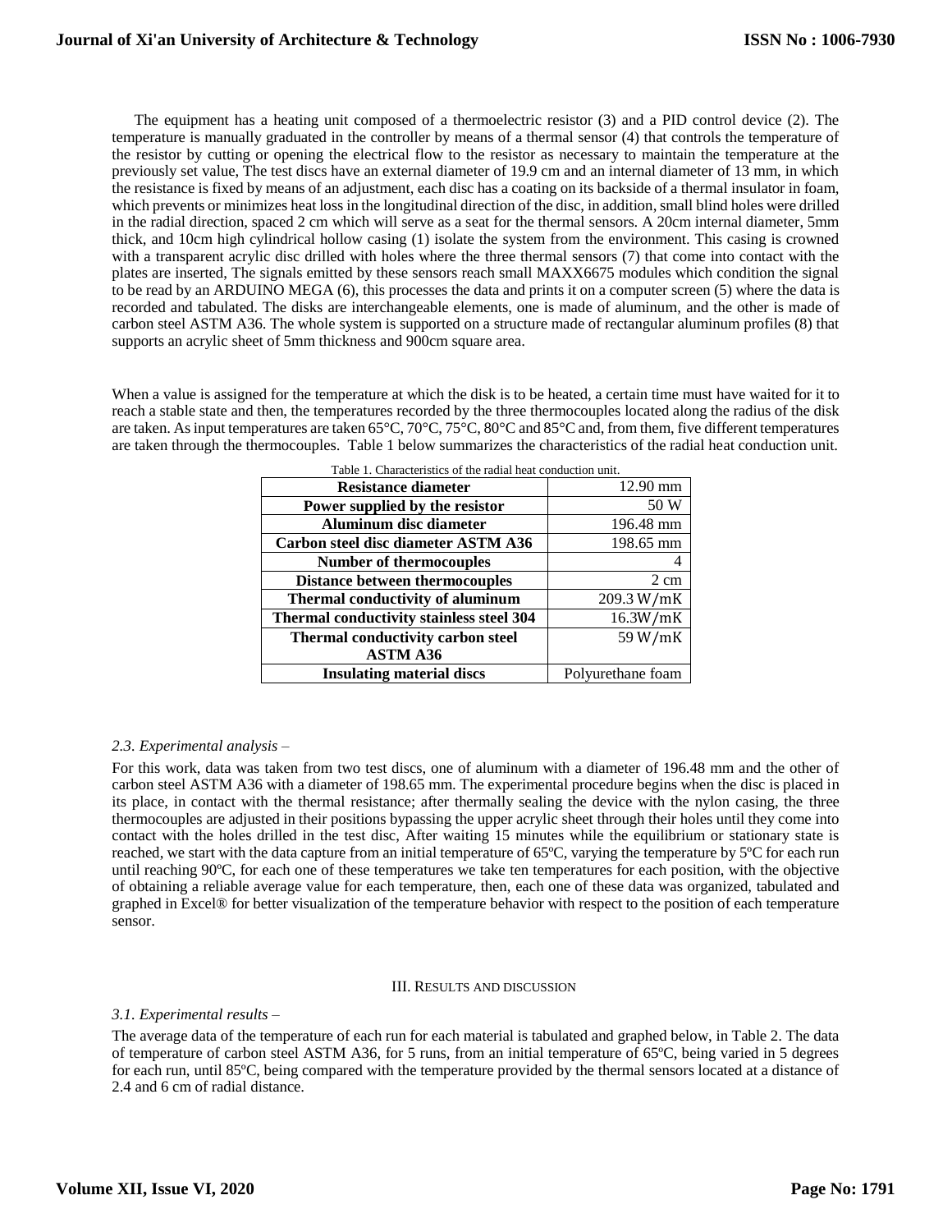The equipment has a heating unit composed of a thermoelectric resistor (3) and a PID control device (2). The temperature is manually graduated in the controller by means of a thermal sensor (4) that controls the temperature of the resistor by cutting or opening the electrical flow to the resistor as necessary to maintain the temperature at the previously set value, The test discs have an external diameter of 19.9 cm and an internal diameter of 13 mm, in which the resistance is fixed by means of an adjustment, each disc has a coating on its backside of a thermal insulator in foam, which prevents or minimizes heat loss in the longitudinal direction of the disc, in addition, small blind holes were drilled in the radial direction, spaced 2 cm which will serve as a seat for the thermal sensors. A 20cm internal diameter, 5mm thick, and 10cm high cylindrical hollow casing (1) isolate the system from the environment. This casing is crowned with a transparent acrylic disc drilled with holes where the three thermal sensors (7) that come into contact with the plates are inserted, The signals emitted by these sensors reach small MAXX6675 modules which condition the signal to be read by an ARDUINO MEGA (6), this processes the data and prints it on a computer screen (5) where the data is recorded and tabulated. The disks are interchangeable elements, one is made of aluminum, and the other is made of carbon steel ASTM A36. The whole system is supported on a structure made of rectangular aluminum profiles (8) that supports an acrylic sheet of 5mm thickness and 900cm square area.

When a value is assigned for the temperature at which the disk is to be heated, a certain time must have waited for it to reach a stable state and then, the temperatures recorded by the three thermocouples located along the radius of the disk are taken. As input temperatures are taken 65°C, 70°C, 75°C, 80°C and 85°C and, from them, five different temperatures are taken through the thermocouples. Table 1 below summarizes the characteristics of the radial heat conduction unit.

Table 1. Characteristics of the radial heat conduction unit.

| | |
|---|---|
| **Resistance diameter** | 12.90 mm |
| **Power supplied by the resistor** | 50 W |
| **Aluminum disc diameter** | 196.48 mm |
| **Carbon steel disc diameter ASTM A36** | 198.65 mm |
| **Number of thermocouples** | 4 |
| **Distance between thermocouples** | 2 cm |
| **Thermal conductivity of aluminum** | 209.3 W/mK |
| **Thermal conductivity stainless steel 304** | 16.3W/mK |
| **Thermal conductivity carbon steel ASTM A36** | 59 W/mK |
| **Insulating material discs** | Polyurethane foam |

### *2.3. Experimental analysis –*

For this work, data was taken from two test discs, one of aluminum with a diameter of 196.48 mm and the other of carbon steel ASTM A36 with a diameter of 198.65 mm. The experimental procedure begins when the disc is placed in its place, in contact with the thermal resistance; after thermally sealing the device with the nylon casing, the three thermocouples are adjusted in their positions bypassing the upper acrylic sheet through their holes until they come into contact with the holes drilled in the test disc, After waiting 15 minutes while the equilibrium or stationary state is reached, we start with the data capture from an initial temperature of 65ºC, varying the temperature by 5ºC for each run until reaching 90ºC, for each one of these temperatures we take ten temperatures for each position, with the objective of obtaining a reliable average value for each temperature, then, each one of these data was organized, tabulated and graphed in Excel® for better visualization of the temperature behavior with respect to the position of each temperature sensor.

## III. Results and discussion

### *3.1. Experimental results –*

The average data of the temperature of each run for each material is tabulated and graphed below, in Table 2. The data of temperature of carbon steel ASTM A36, for 5 runs, from an initial temperature of 65ºC, being varied in 5 degrees for each run, until 85ºC, being compared with the temperature provided by the thermal sensors located at a distance of 2.4 and 6 cm of radial distance.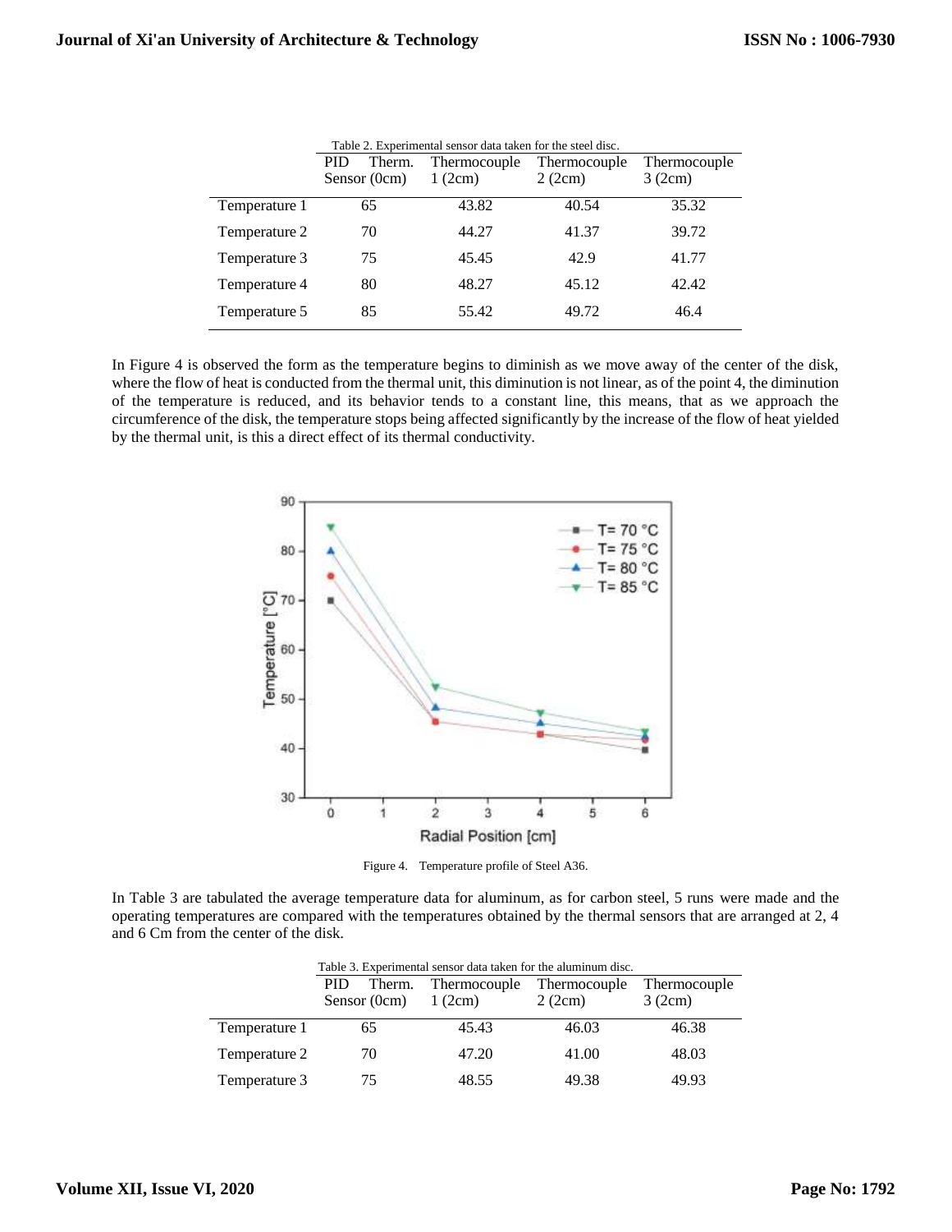Table 2. Experimental sensor data taken for the steel disc.

| | PID Therm. Sensor (0cm) | Thermocouple 1 (2cm) | Thermocouple 2 (2cm) | Thermocouple 3 (2cm) |
|---|---|---|---|---|
| Temperature 1 | 65 | 43.82 | 40.54 | 35.32 |
| Temperature 2 | 70 | 44.27 | 41.37 | 39.72 |
| Temperature 3 | 75 | 45.45 | 42.9 | 41.77 |
| Temperature 4 | 80 | 48.27 | 45.12 | 42.42 |
| Temperature 5 | 85 | 55.42 | 49.72 | 46.4 |

In Figure 4 is observed the form as the temperature begins to diminish as we move away of the center of the disk, where the flow of heat is conducted from the thermal unit, this diminution is not linear, as of the point 4, the diminution of the temperature is reduced, and its behavior tends to a constant line, this means, that as we approach the circumference of the disk, the temperature stops being affected significantly by the increase of the flow of heat yielded by the thermal unit, is this a direct effect of its thermal conductivity.

Temperature [°C]

90
80
70
60
50
40
30

0 1 2 3 4 5 6

Radial Position [cm]

T= 70 °C
T= 75 °C
T= 80 °C
T= 85 °C

Figure 4. Temperature profile of Steel A36.

In Table 3 are tabulated the average temperature data for aluminum, as for carbon steel, 5 runs were made and the operating temperatures are compared with the temperatures obtained by the thermal sensors that are arranged at 2, 4 and 6 Cm from the center of the disk.

Table 3. Experimental sensor data taken for the aluminum disc.

| | PID Therm. Sensor (0cm) | Thermocouple 1 (2cm) | Thermocouple 2 (2cm) | Thermocouple 3 (2cm) |
|---|---|---|---|---|
| Temperature 1 | 65 | 45.43 | 46.03 | 46.38 |
| Temperature 2 | 70 | 47.20 | 41.00 | 48.03 |
| Temperature 3 | 75 | 48.55 | 49.38 | 49.93 |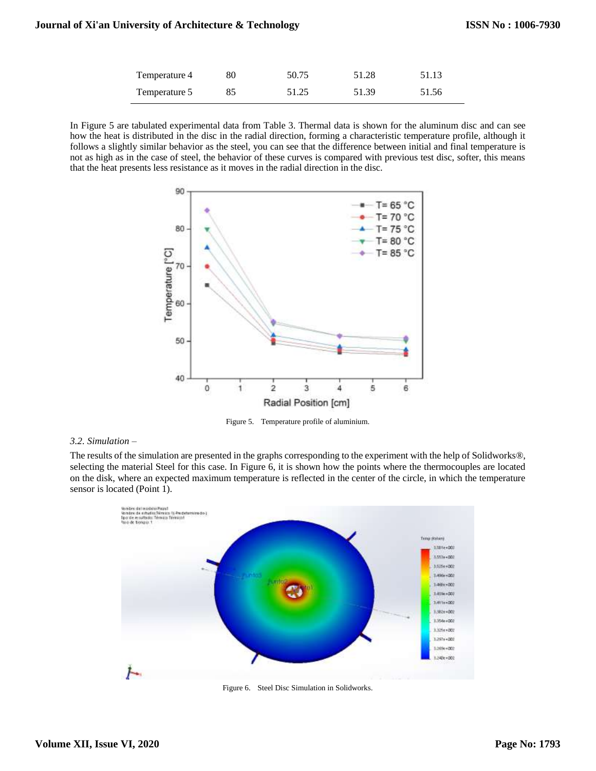| | | | | |
|---|---|---|---|---|
| Temperature 4 | 80 | 50.75 | 51.28 | 51.13 |
| Temperature 5 | 85 | 51.25 | 51.39 | 51.56 |

In Figure 5 are tabulated experimental data from Table 3. Thermal data is shown for the aluminum disc and can see how the heat is distributed in the disc in the radial direction, forming a characteristic temperature profile, although it follows a slightly similar behavior as the steel, you can see that the difference between initial and final temperature is not as high as in the case of steel, the behavior of these curves is compared with previous test disc, softer, this means that the heat presents less resistance as it moves in the radial direction in the disc.

Temperature [°C]
90
80
70
60
50
40
0 1 2 3 4 5 6
Radial Position [cm]
T= 65 °C
T= 70 °C
T= 75 °C
T= 80 °C
T= 85 °C

Figure 5. Temperature profile of aluminium.

*3.2. Simulation –*

The results of the simulation are presented in the graphs corresponding to the experiment with the help of Solidworks®, selecting the material Steel for this case. In Figure 6, it is shown how the points where the thermocouples are located on the disk, where an expected maximum temperature is reflected in the center of the circle, in which the temperature sensor is located (Point 1).

Figure 6. Steel Disc Simulation in Solidworks.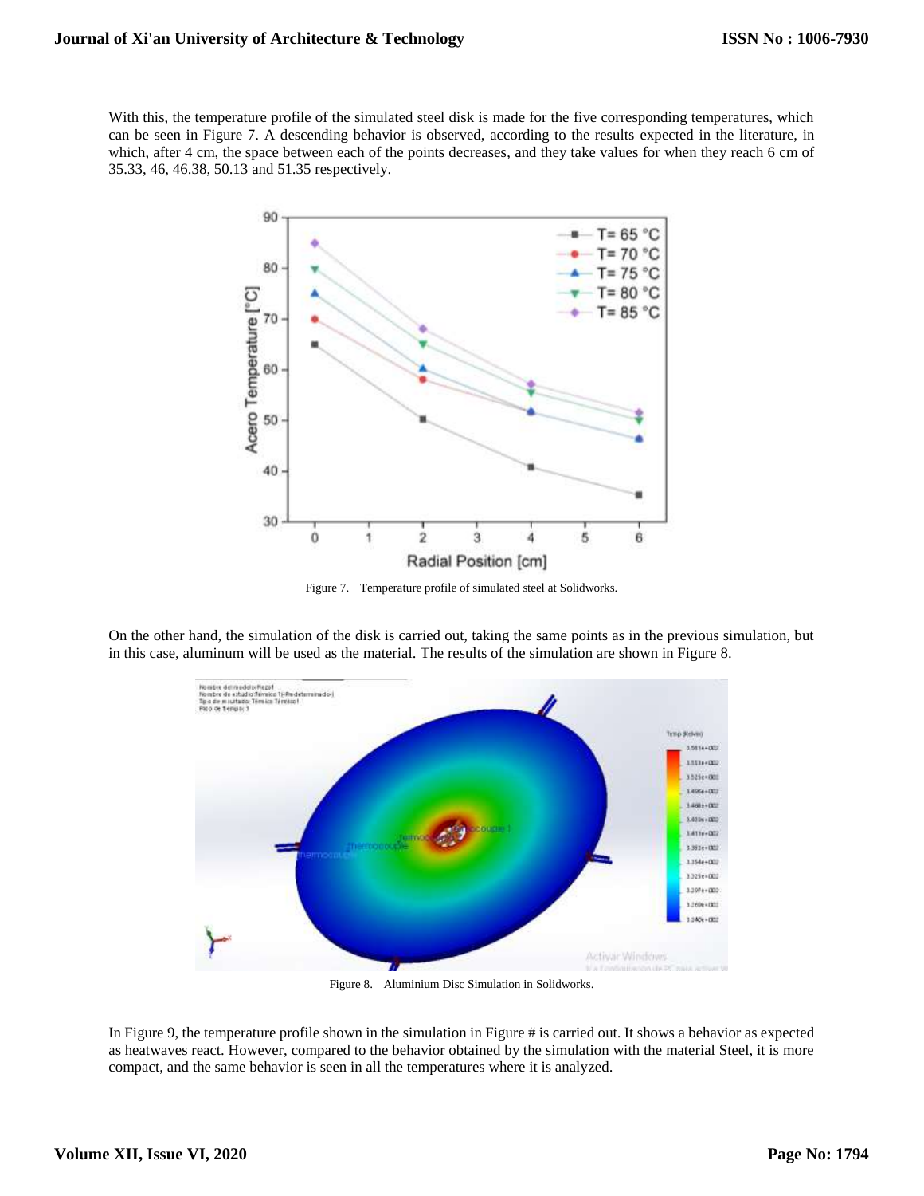With this, the temperature profile of the simulated steel disk is made for the five corresponding temperatures, which can be seen in Figure 7. A descending behavior is observed, according to the results expected in the literature, in which, after 4 cm, the space between each of the points decreases, and they take values for when they reach 6 cm of 35.33, 46, 46.38, 50.13 and 51.35 respectively.

Acero Temperature [°C]

Radial Position [cm]

T= 65 °C
T= 70 °C
T= 75 °C
T= 80 °C
T= 85 °C

Figure 7. Temperature profile of simulated steel at Solidworks.

On the other hand, the simulation of the disk is carried out, taking the same points as in the previous simulation, but in this case, aluminum will be used as the material. The results of the simulation are shown in Figure 8.

Figure 8. Aluminium Disc Simulation in Solidworks.

In Figure 9, the temperature profile shown in the simulation in Figure # is carried out. It shows a behavior as expected as heatwaves react. However, compared to the behavior obtained by the simulation with the material Steel, it is more compact, and the same behavior is seen in all the temperatures where it is analyzed.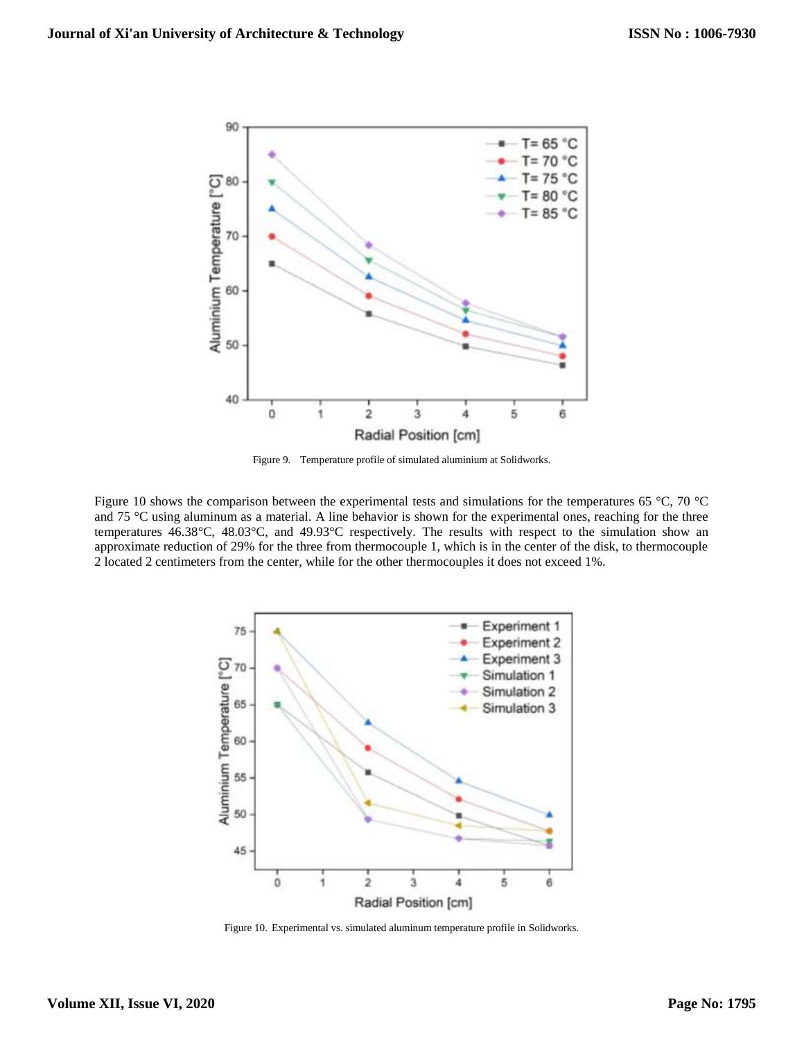90

80

70

60

50

40

Aluminium Temperature [°C]

0 1 2 3 4 5 6

Radial Position [cm]

T= 65 °C

T= 70 °C

T= 75 °C

T= 80 °C

T= 85 °C

Figure 9. Temperature profile of simulated aluminium at Solidworks.

Figure 10 shows the comparison between the experimental tests and simulations for the temperatures 65 °C, 70 °C and 75 °C using aluminum as a material. A line behavior is shown for the experimental ones, reaching for the three temperatures 46.38°C, 48.03°C, and 49.93°C respectively. The results with respect to the simulation show an approximate reduction of 29% for the three from thermocouple 1, which is in the center of the disk, to thermocouple 2 located 2 centimeters from the center, while for the other thermocouples it does not exceed 1%.

75

70

65

60

55

50

45

Aluminium Temperature [°C]

0 1 2 3 4 5 6

Radial Position [cm]

Experiment 1

Experiment 2

Experiment 3

Simulation 1

Simulation 2

Simulation 3

Figure 10. Experimental vs. simulated aluminum temperature profile in Solidworks.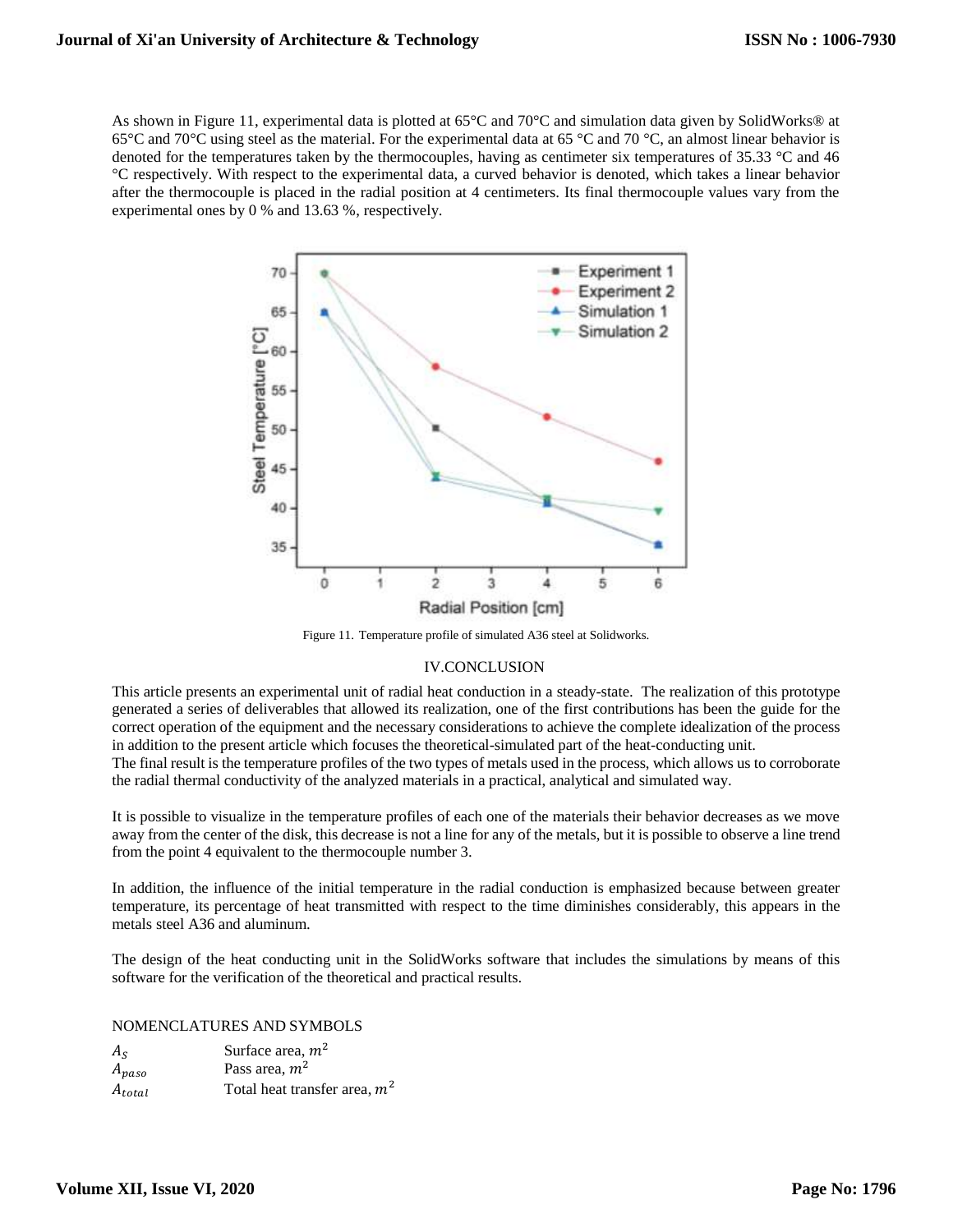As shown in Figure 11, experimental data is plotted at 65°C and 70°C and simulation data given by SolidWorks® at 65°C and 70°C using steel as the material. For the experimental data at 65 °C and 70 °C, an almost linear behavior is denoted for the temperatures taken by the thermocouples, having as centimeter six temperatures of 35.33 °C and 46 °C respectively. With respect to the experimental data, a curved behavior is denoted, which takes a linear behavior after the thermocouple is placed in the radial position at 4 centimeters. Its final thermocouple values vary from the experimental ones by 0 % and 13.63 %, respectively.

Experiment 1
Experiment 2
Simulation 1
Simulation 2

Steel Temperature [°C]

70
65
60
55
50
45
40
35

0
1
2
3
4
5
6

Radial Position [cm]

Figure 11. Temperature profile of simulated A36 steel at Solidworks.

## IV.CONCLUSION

This article presents an experimental unit of radial heat conduction in a steady-state. The realization of this prototype generated a series of deliverables that allowed its realization, one of the first contributions has been the guide for the correct operation of the equipment and the necessary considerations to achieve the complete idealization of the process in addition to the present article which focuses the theoretical-simulated part of the heat-conducting unit.
The final result is the temperature profiles of the two types of metals used in the process, which allows us to corroborate the radial thermal conductivity of the analyzed materials in a practical, analytical and simulated way.

It is possible to visualize in the temperature profiles of each one of the materials their behavior decreases as we move away from the center of the disk, this decrease is not a line for any of the metals, but it is possible to observe a line trend from the point 4 equivalent to the thermocouple number 3.

In addition, the influence of the initial temperature in the radial conduction is emphasized because between greater temperature, its percentage of heat transmitted with respect to the time diminishes considerably, this appears in the metals steel A36 and aluminum.

The design of the heat conducting unit in the SolidWorks software that includes the simulations by means of this software for the verification of the theoretical and practical results.

NOMENCLATURES AND SYMBOLS

| | |
|---|---|
| $A_S$ | Surface area, $m^2$ |
| $A_{paso}$ | Pass area, $m^2$ |
| $A_{total}$ | Total heat transfer area, $m^2$ |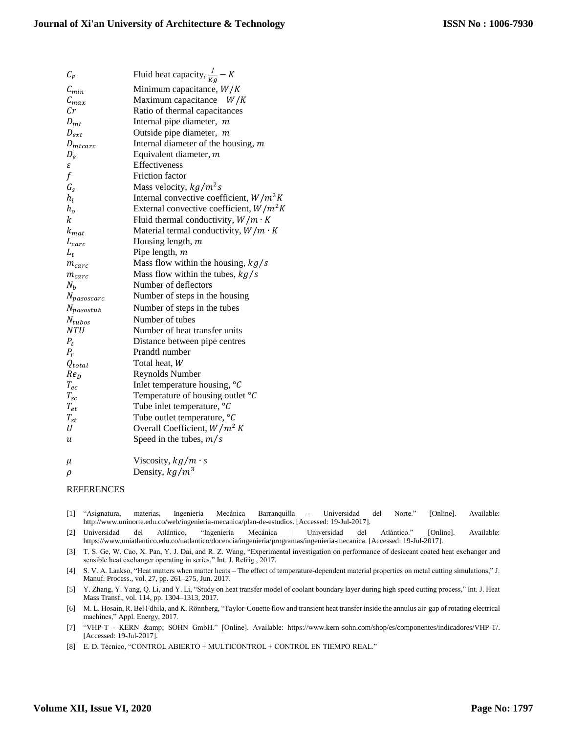| | |
|---|---|
| $C_P$ | Fluid heat capacity, $\frac{J}{Kg} - K$ |
| $C_{min}$ | Minimum capacitance, $W/K$ |
| $C_{max}$ | Maximum capacitance $W/K$ |
| $Cr$ | Ratio of thermal capacitances |
| $D_{int}$ | Internal pipe diameter, $m$ |
| $D_{ext}$ | Outside pipe diameter, $m$ |
| $D_{intcarc}$ | Internal diameter of the housing, $m$ |
| $D_e$ | Equivalent diameter, $m$ |
| $\varepsilon$ | Effectiveness |
| $f$ | Friction factor |
| $G_s$ | Mass velocity, $kg/m^2s$ |
| $h_i$ | Internal convective coefficient, $W/m^2K$ |
| $h_o$ | External convective coefficient, $W/m^2K$ |
| $k$ | Fluid thermal conductivity, $W/m \cdot K$ |
| $k_{mat}$ | Material termal conductivity, $W/m \cdot K$ |
| $L_{carc}$ | Housing length, $m$ |
| $L_t$ | Pipe length, $m$ |
| $m_{carc}$ | Mass flow within the housing, $kg/s$ |
| $m_{carc}$ | Mass flow within the tubes, $kg/s$ |
| $N_b$ | Number of deflectors |
| $N_{pasoscarc}$ | Number of steps in the housing |
| $N_{pasostub}$ | Number of steps in the tubes |
| $N_{tubos}$ | Number of tubes |
| $NTU$ | Number of heat transfer units |
| $P_t$ | Distance between pipe centres |
| $P_r$ | Prandtl number |
| $Q_{total}$ | Total heat, $W$ |
| $Re_D$ | Reynolds Number |
| $T_{ec}$ | Inlet temperature housing, $°C$ |
| $T_{sc}$ | Temperature of housing outlet $°C$ |
| $T_{et}$ | Tube inlet temperature, $°C$ |
| $T_{st}$ | Tube outlet temperature, $°C$ |
| $U$ | Overall Coefficient, $W/m^2\,K$ |
| $u$ | Speed in the tubes, $m/s$ |
| $\mu$ | Viscosity, $kg/m \cdot s$ |
| $\rho$ | Density, $kg/m^3$ |

## REFERENCES

[1] "Asignatura, materias, Ingeniería Mecánica Barranquilla - Universidad del Norte." [Online]. Available: http://www.uninorte.edu.co/web/ingenieria-mecanica/plan-de-estudios. [Accessed: 19-Jul-2017].

[2] Universidad del Atlántico, "Ingeniería Mecánica | Universidad del Atlántico." [Online]. Available: https://www.uniatlantico.edu.co/uatlantico/docencia/ingenieria/programas/ingenieria-mecanica. [Accessed: 19-Jul-2017].

[3] T. S. Ge, W. Cao, X. Pan, Y. J. Dai, and R. Z. Wang, "Experimental investigation on performance of desiccant coated heat exchanger and sensible heat exchanger operating in series," Int. J. Refrig., 2017.

[4] S. V. A. Laakso, "Heat matters when matter heats – The effect of temperature-dependent material properties on metal cutting simulations," J. Manuf. Process., vol. 27, pp. 261–275, Jun. 2017.

[5] Y. Zhang, Y. Yang, Q. Li, and Y. Li, "Study on heat transfer model of coolant boundary layer during high speed cutting process," Int. J. Heat Mass Transf., vol. 114, pp. 1304–1313, 2017.

[6] M. L. Hosain, R. Bel Fdhila, and K. Rönnberg, "Taylor-Couette flow and transient heat transfer inside the annulus air-gap of rotating electrical machines," Appl. Energy, 2017.

[7] "VHP-T - KERN &amp; SOHN GmbH." [Online]. Available: https://www.kern-sohn.com/shop/es/componentes/indicadores/VHP-T/. [Accessed: 19-Jul-2017].

[8] E. D. Técnico, "CONTROL ABIERTO + MULTICONTROL + CONTROL EN TIEMPO REAL."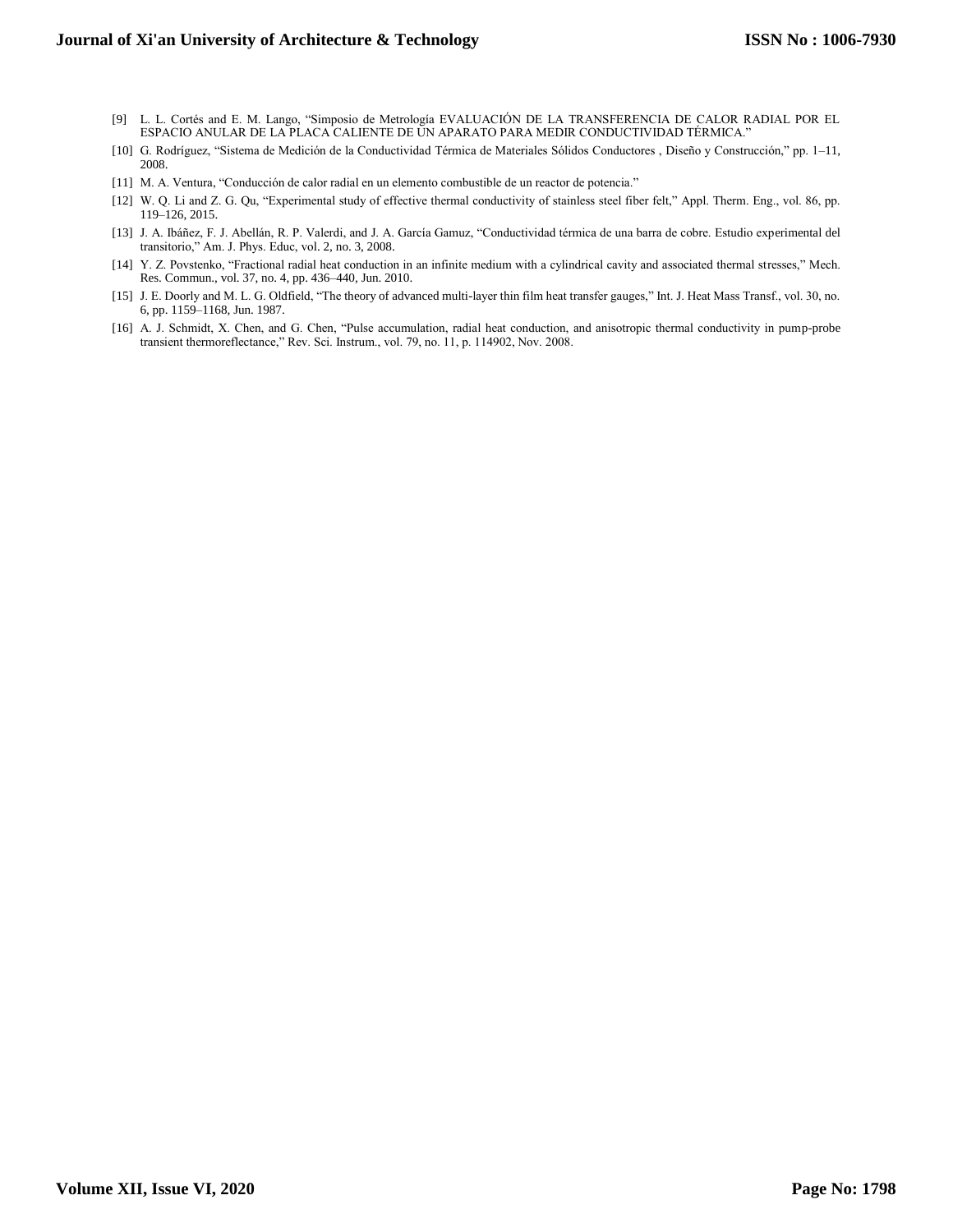[9] L. L. Cortés and E. M. Lango, "Simposio de Metrología EVALUACIÓN DE LA TRANSFERENCIA DE CALOR RADIAL POR EL ESPACIO ANULAR DE LA PLACA CALIENTE DE UN APARATO PARA MEDIR CONDUCTIVIDAD TÉRMICA."

[10] G. Rodríguez, "Sistema de Medición de la Conductividad Térmica de Materiales Sólidos Conductores , Diseño y Construcción," pp. 1–11, 2008.

[11] M. A. Ventura, "Conducción de calor radial en un elemento combustible de un reactor de potencia."

[12] W. Q. Li and Z. G. Qu, "Experimental study of effective thermal conductivity of stainless steel fiber felt," Appl. Therm. Eng., vol. 86, pp. 119–126, 2015.

[13] J. A. Ibáñez, F. J. Abellán, R. P. Valerdi, and J. A. García Gamuz, "Conductividad térmica de una barra de cobre. Estudio experimental del transitorio," Am. J. Phys. Educ, vol. 2, no. 3, 2008.

[14] Y. Z. Povstenko, "Fractional radial heat conduction in an infinite medium with a cylindrical cavity and associated thermal stresses," Mech. Res. Commun., vol. 37, no. 4, pp. 436–440, Jun. 2010.

[15] J. E. Doorly and M. L. G. Oldfield, "The theory of advanced multi-layer thin film heat transfer gauges," Int. J. Heat Mass Transf., vol. 30, no. 6, pp. 1159–1168, Jun. 1987.

[16] A. J. Schmidt, X. Chen, and G. Chen, "Pulse accumulation, radial heat conduction, and anisotropic thermal conductivity in pump-probe transient thermoreflectance," Rev. Sci. Instrum., vol. 79, no. 11, p. 114902, Nov. 2008.